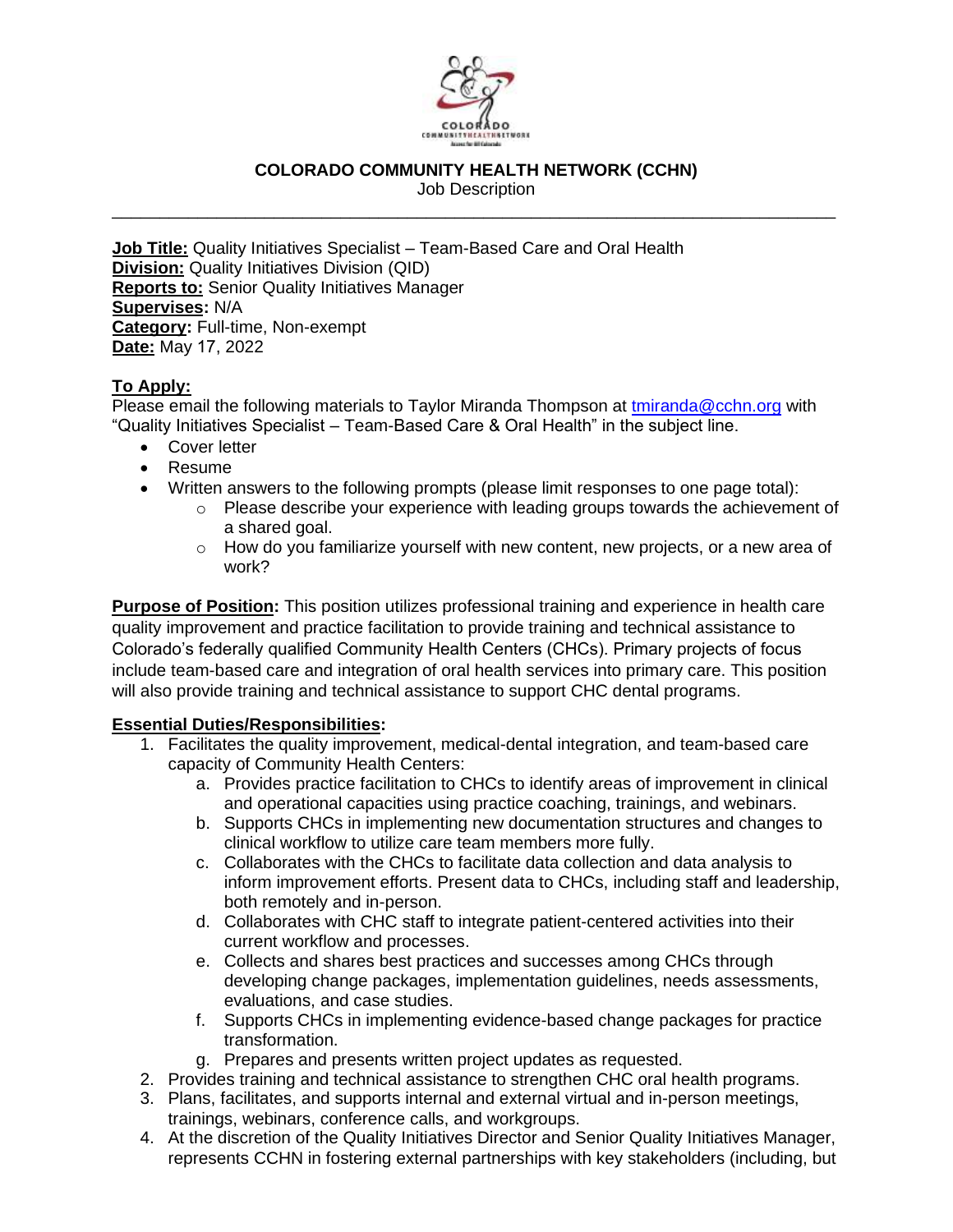# COLORADO COMMUNITY HEALTH NETWORK (CCHN)

Job Description

---

**Job Title:** Quality Initiatives Specialist – Team-Based Care and Oral Health
**Division:** Quality Initiatives Division (QID)
**Reports to:** Senior Quality Initiatives Manager
**Supervises:** N/A
**Category:** Full-time, Non-exempt
**Date:** May 17, 2022

**To Apply:**
Please email the following materials to Taylor Miranda Thompson at tmiranda@cchn.org with "Quality Initiatives Specialist – Team-Based Care & Oral Health" in the subject line.

- Cover letter
- Resume
- Written answers to the following prompts (please limit responses to one page total):
  - Please describe your experience with leading groups towards the achievement of a shared goal.
  - How do you familiarize yourself with new content, new projects, or a new area of work?

**Purpose of Position:** This position utilizes professional training and experience in health care quality improvement and practice facilitation to provide training and technical assistance to Colorado's federally qualified Community Health Centers (CHCs). Primary projects of focus include team-based care and integration of oral health services into primary care. This position will also provide training and technical assistance to support CHC dental programs.

**Essential Duties/Responsibilities:**

1. Facilitates the quality improvement, medical-dental integration, and team-based care capacity of Community Health Centers:
   a. Provides practice facilitation to CHCs to identify areas of improvement in clinical and operational capacities using practice coaching, trainings, and webinars.
   b. Supports CHCs in implementing new documentation structures and changes to clinical workflow to utilize care team members more fully.
   c. Collaborates with the CHCs to facilitate data collection and data analysis to inform improvement efforts. Present data to CHCs, including staff and leadership, both remotely and in-person.
   d. Collaborates with CHC staff to integrate patient-centered activities into their current workflow and processes.
   e. Collects and shares best practices and successes among CHCs through developing change packages, implementation guidelines, needs assessments, evaluations, and case studies.
   f. Supports CHCs in implementing evidence-based change packages for practice transformation.
   g. Prepares and presents written project updates as requested.
2. Provides training and technical assistance to strengthen CHC oral health programs.
3. Plans, facilitates, and supports internal and external virtual and in-person meetings, trainings, webinars, conference calls, and workgroups.
4. At the discretion of the Quality Initiatives Director and Senior Quality Initiatives Manager, represents CCHN in fostering external partnerships with key stakeholders (including, but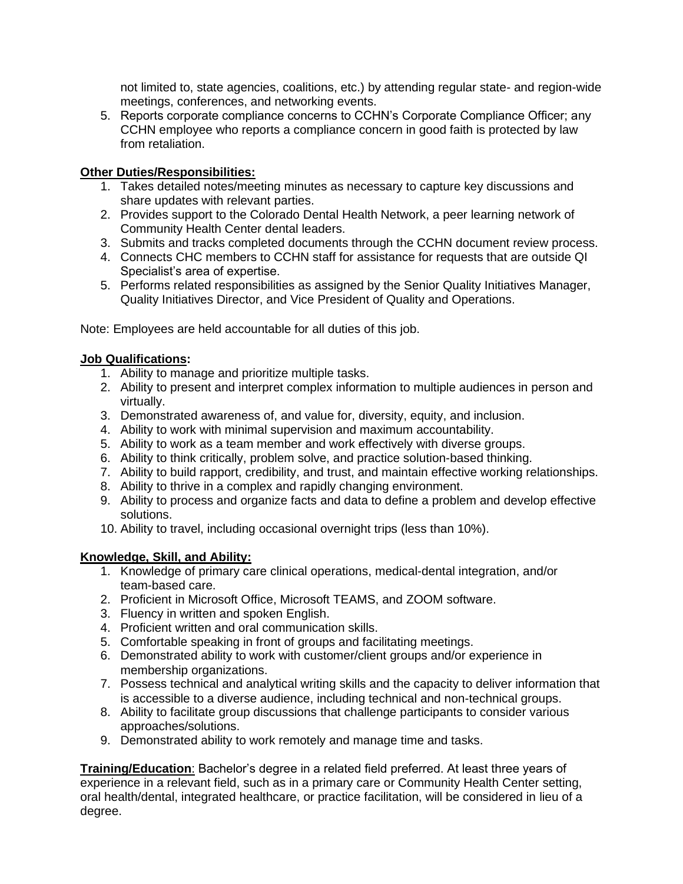not limited to, state agencies, coalitions, etc.) by attending regular state- and region-wide meetings, conferences, and networking events.

5. Reports corporate compliance concerns to CCHN's Corporate Compliance Officer; any CCHN employee who reports a compliance concern in good faith is protected by law from retaliation.

**Other Duties/Responsibilities:**

1. Takes detailed notes/meeting minutes as necessary to capture key discussions and share updates with relevant parties.
2. Provides support to the Colorado Dental Health Network, a peer learning network of Community Health Center dental leaders.
3. Submits and tracks completed documents through the CCHN document review process.
4. Connects CHC members to CCHN staff for assistance for requests that are outside QI Specialist's area of expertise.
5. Performs related responsibilities as assigned by the Senior Quality Initiatives Manager, Quality Initiatives Director, and Vice President of Quality and Operations.

Note: Employees are held accountable for all duties of this job.

**Job Qualifications:**

1. Ability to manage and prioritize multiple tasks.
2. Ability to present and interpret complex information to multiple audiences in person and virtually.
3. Demonstrated awareness of, and value for, diversity, equity, and inclusion.
4. Ability to work with minimal supervision and maximum accountability.
5. Ability to work as a team member and work effectively with diverse groups.
6. Ability to think critically, problem solve, and practice solution-based thinking.
7. Ability to build rapport, credibility, and trust, and maintain effective working relationships.
8. Ability to thrive in a complex and rapidly changing environment.
9. Ability to process and organize facts and data to define a problem and develop effective solutions.
10. Ability to travel, including occasional overnight trips (less than 10%).

**Knowledge, Skill, and Ability:**

1. Knowledge of primary care clinical operations, medical-dental integration, and/or team-based care.
2. Proficient in Microsoft Office, Microsoft TEAMS, and ZOOM software.
3. Fluency in written and spoken English.
4. Proficient written and oral communication skills.
5. Comfortable speaking in front of groups and facilitating meetings.
6. Demonstrated ability to work with customer/client groups and/or experience in membership organizations.
7. Possess technical and analytical writing skills and the capacity to deliver information that is accessible to a diverse audience, including technical and non-technical groups.
8. Ability to facilitate group discussions that challenge participants to consider various approaches/solutions.
9. Demonstrated ability to work remotely and manage time and tasks.

**Training/Education**: Bachelor's degree in a related field preferred. At least three years of experience in a relevant field, such as in a primary care or Community Health Center setting, oral health/dental, integrated healthcare, or practice facilitation, will be considered in lieu of a degree.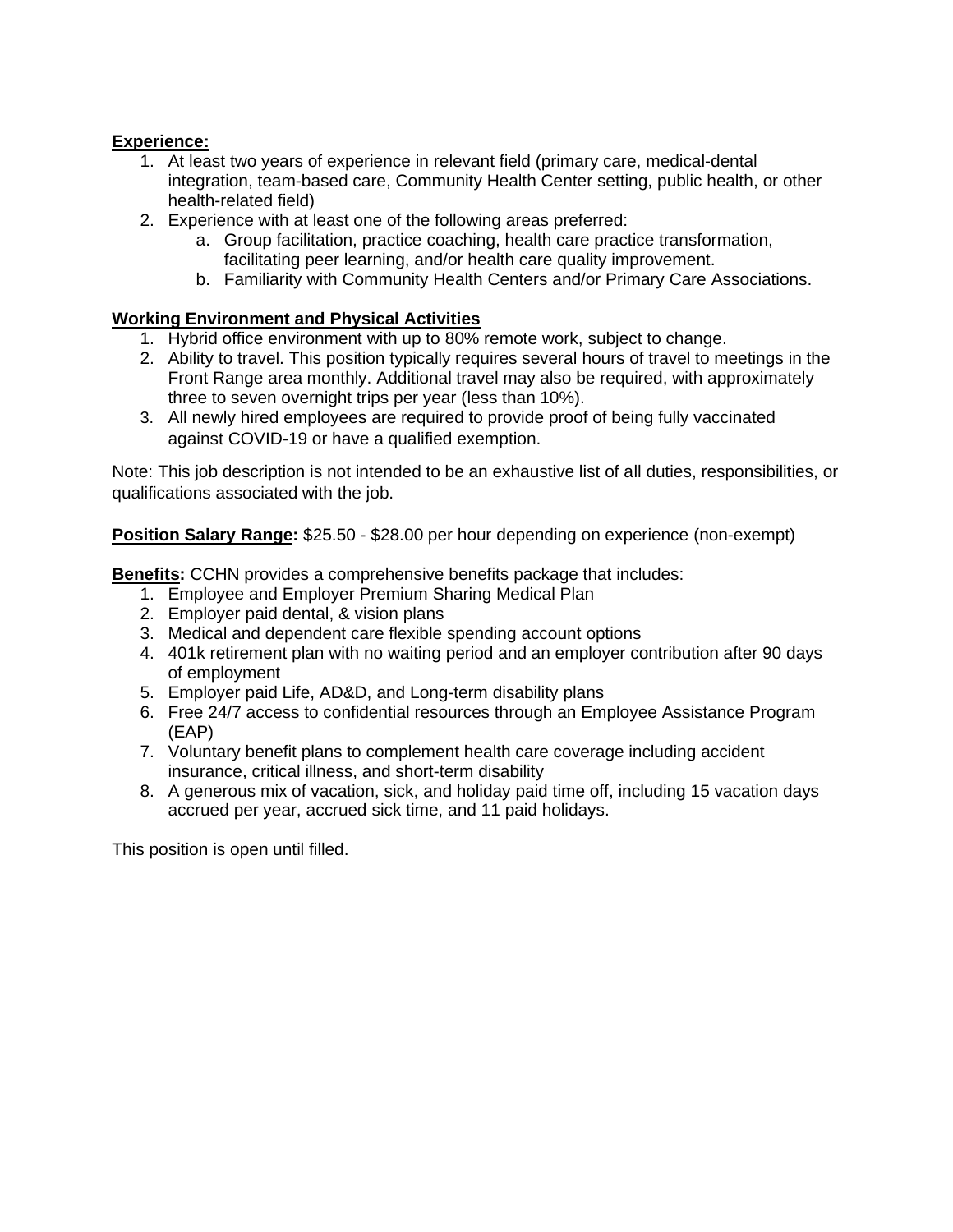**Experience:**

1. At least two years of experience in relevant field (primary care, medical-dental integration, team-based care, Community Health Center setting, public health, or other health-related field)
2. Experience with at least one of the following areas preferred:
    a. Group facilitation, practice coaching, health care practice transformation, facilitating peer learning, and/or health care quality improvement.
    b. Familiarity with Community Health Centers and/or Primary Care Associations.

**Working Environment and Physical Activities**

1. Hybrid office environment with up to 80% remote work, subject to change.
2. Ability to travel. This position typically requires several hours of travel to meetings in the Front Range area monthly. Additional travel may also be required, with approximately three to seven overnight trips per year (less than 10%).
3. All newly hired employees are required to provide proof of being fully vaccinated against COVID-19 or have a qualified exemption.

Note: This job description is not intended to be an exhaustive list of all duties, responsibilities, or qualifications associated with the job.

**Position Salary Range:** $25.50 - $28.00 per hour depending on experience (non-exempt)

**Benefits:** CCHN provides a comprehensive benefits package that includes:

1. Employee and Employer Premium Sharing Medical Plan
2. Employer paid dental, & vision plans
3. Medical and dependent care flexible spending account options
4. 401k retirement plan with no waiting period and an employer contribution after 90 days of employment
5. Employer paid Life, AD&D, and Long-term disability plans
6. Free 24/7 access to confidential resources through an Employee Assistance Program (EAP)
7. Voluntary benefit plans to complement health care coverage including accident insurance, critical illness, and short-term disability
8. A generous mix of vacation, sick, and holiday paid time off, including 15 vacation days accrued per year, accrued sick time, and 11 paid holidays.

This position is open until filled.